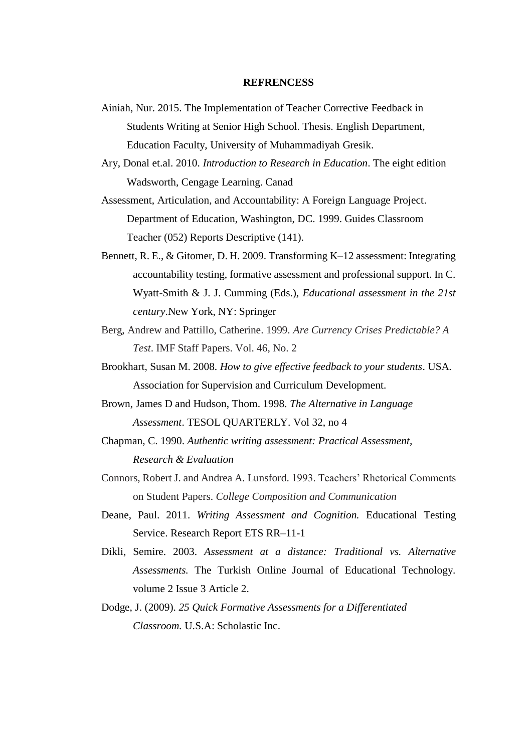# REFRENCESS

Ainiah, Nur. 2015. The Implementation of Teacher Corrective Feedback in Students Writing at Senior High School. Thesis. English Department, Education Faculty, University of Muhammadiyah Gresik.

Ary, Donal et.al. 2010. *Introduction to Research in Education*. The eight edition Wadsworth, Cengage Learning. Canad

Assessment, Articulation, and Accountability: A Foreign Language Project. Department of Education, Washington, DC. 1999. Guides Classroom Teacher (052) Reports Descriptive (141).

Bennett, R. E., & Gitomer, D. H. 2009. Transforming K–12 assessment: Integrating accountability testing, formative assessment and professional support. In C. Wyatt-Smith & J. J. Cumming (Eds.), *Educational assessment in the 21st century*.New York, NY: Springer

Berg, Andrew and Pattillo, Catherine. 1999. *Are Currency Crises Predictable? A Test*. IMF Staff Papers. Vol. 46, No. 2

Brookhart, Susan M. 2008. *How to give effective feedback to your students*. USA. Association for Supervision and Curriculum Development.

Brown, James D and Hudson, Thom. 1998. *The Alternative in Language Assessment*. TESOL QUARTERLY. Vol 32, no 4

Chapman, C. 1990. *Authentic writing assessment: Practical Assessment, Research & Evaluation*

Connors, Robert J. and Andrea A. Lunsford. 1993. Teachers' Rhetorical Comments on Student Papers. *College Composition and Communication*

Deane, Paul. 2011. *Writing Assessment and Cognition.* Educational Testing Service. Research Report ETS RR–11-1

Dikli, Semire. 2003. *Assessment at a distance: Traditional vs. Alternative Assessments.* The Turkish Online Journal of Educational Technology. volume 2 Issue 3 Article 2.

Dodge, J. (2009). *25 Quick Formative Assessments for a Differentiated Classroom.* U.S.A: Scholastic Inc.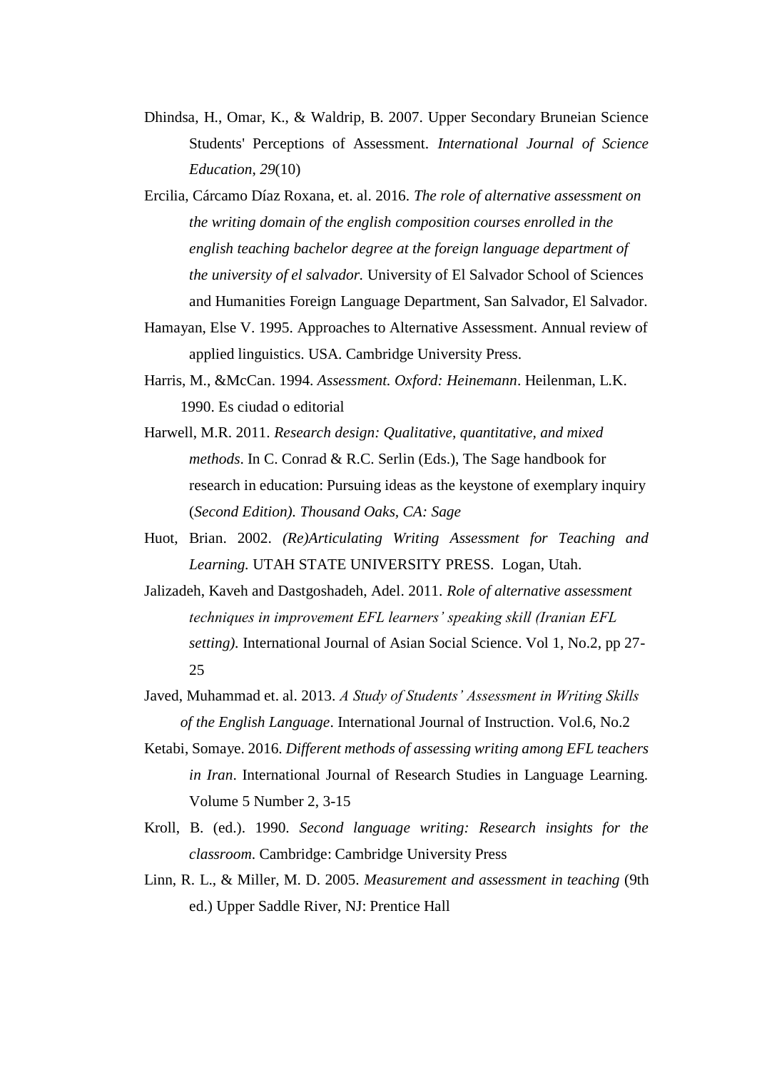Dhindsa, H., Omar, K., & Waldrip, B. 2007. Upper Secondary Bruneian Science Students' Perceptions of Assessment. *International Journal of Science Education*, *29*(10)

Ercilia, Cárcamo Díaz Roxana, et. al. 2016. *The role of alternative assessment on the writing domain of the english composition courses enrolled in the english teaching bachelor degree at the foreign language department of the university of el salvador.* University of El Salvador School of Sciences and Humanities Foreign Language Department, San Salvador, El Salvador.

Hamayan, Else V. 1995. Approaches to Alternative Assessment. Annual review of applied linguistics. USA. Cambridge University Press.

Harris, M., &McCan. 1994. *Assessment. Oxford: Heinemann*. Heilenman, L.K. 1990. Es ciudad o editorial

Harwell, M.R. 2011. *Research design: Qualitative, quantitative, and mixed methods*. In C. Conrad & R.C. Serlin (Eds.), The Sage handbook for research in education: Pursuing ideas as the keystone of exemplary inquiry (*Second Edition). Thousand Oaks, CA: Sage*

Huot, Brian. 2002. *(Re)Articulating Writing Assessment for Teaching and Learning.* UTAH STATE UNIVERSITY PRESS. Logan, Utah.

Jalizadeh, Kaveh and Dastgoshadeh, Adel. 2011. *Role of alternative assessment techniques in improvement EFL learners' speaking skill (Iranian EFL setting).* International Journal of Asian Social Science. Vol 1, No.2, pp 27-25

Javed, Muhammad et. al. 2013. *A Study of Students' Assessment in Writing Skills of the English Language*. International Journal of Instruction. Vol.6, No.2

Ketabi, Somaye. 2016. *Different methods of assessing writing among EFL teachers in Iran*. International Journal of Research Studies in Language Learning. Volume 5 Number 2, 3-15

Kroll, B. (ed.). 1990. *Second language writing: Research insights for the classroom.* Cambridge: Cambridge University Press

Linn, R. L., & Miller, M. D. 2005. *Measurement and assessment in teaching* (9th ed.) Upper Saddle River, NJ: Prentice Hall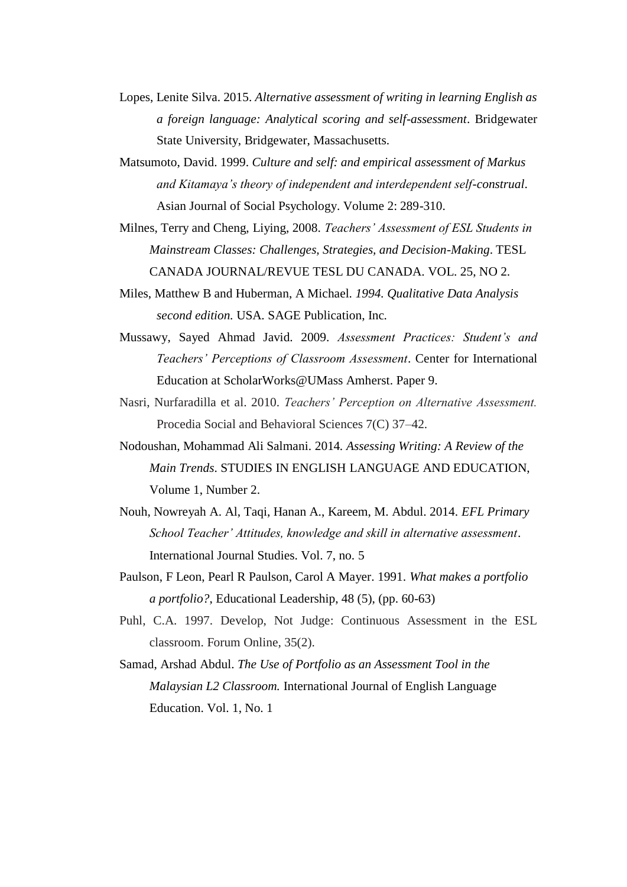Lopes, Lenite Silva. 2015. *Alternative assessment of writing in learning English as a foreign language: Analytical scoring and self-assessment*. Bridgewater State University, Bridgewater, Massachusetts.

Matsumoto, David. 1999. *Culture and self: and empirical assessment of Markus and Kitamaya's theory of independent and interdependent self-construal*. Asian Journal of Social Psychology. Volume 2: 289-310.

Milnes, Terry and Cheng, Liying, 2008. *Teachers' Assessment of ESL Students in Mainstream Classes: Challenges, Strategies, and Decision-Making*. TESL CANADA JOURNAL/REVUE TESL DU CANADA. VOL. 25, NO 2.

Miles, Matthew B and Huberman, A Michael. *1994. Qualitative Data Analysis second edition.* USA. SAGE Publication, Inc.

Mussawy, Sayed Ahmad Javid. 2009. *Assessment Practices: Student's and Teachers' Perceptions of Classroom Assessment*. Center for International Education at ScholarWorks@UMass Amherst. Paper 9.

Nasri, Nurfaradilla et al. 2010. *Teachers' Perception on Alternative Assessment.* Procedia Social and Behavioral Sciences 7(C) 37–42.

Nodoushan, Mohammad Ali Salmani. 2014. *Assessing Writing: A Review of the Main Trends*. STUDIES IN ENGLISH LANGUAGE AND EDUCATION, Volume 1, Number 2.

Nouh, Nowreyah A. Al, Taqi, Hanan A., Kareem, M. Abdul. 2014. *EFL Primary School Teacher' Attitudes, knowledge and skill in alternative assessment*. International Journal Studies. Vol. 7, no. 5

Paulson, F Leon, Pearl R Paulson, Carol A Mayer. 1991. *What makes a portfolio a portfolio?*, Educational Leadership, 48 (5), (pp. 60-63)

Puhl, C.A. 1997. Develop, Not Judge: Continuous Assessment in the ESL classroom. Forum Online, 35(2).

Samad, Arshad Abdul. *The Use of Portfolio as an Assessment Tool in the Malaysian L2 Classroom.* International Journal of English Language Education. Vol. 1, No. 1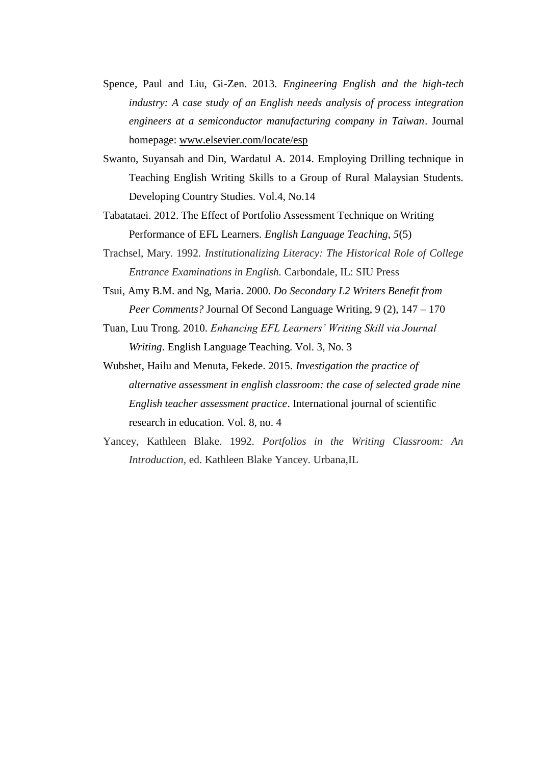Spence, Paul and Liu, Gi-Zen. 2013. *Engineering English and the high-tech industry: A case study of an English needs analysis of process integration engineers at a semiconductor manufacturing company in Taiwan*. Journal homepage: www.elsevier.com/locate/esp

Swanto, Suyansah and Din, Wardatul A. 2014. Employing Drilling technique in Teaching English Writing Skills to a Group of Rural Malaysian Students. Developing Country Studies. Vol.4, No.14

Tabatataei. 2012. The Effect of Portfolio Assessment Technique on Writing Performance of EFL Learners. *English Language Teaching*, *5*(5)

Trachsel, Mary. 1992. *Institutionalizing Literacy: The Historical Role of College Entrance Examinations in English.* Carbondale, IL: SIU Press

Tsui, Amy B.M. and Ng, Maria. 2000. *Do Secondary L2 Writers Benefit from Peer Comments?* Journal Of Second Language Writing, 9 (2), 147 – 170

Tuan, Luu Trong. 2010. *Enhancing EFL Learners' Writing Skill via Journal Writing*. English Language Teaching. Vol. 3, No. 3

Wubshet, Hailu and Menuta, Fekede. 2015. *Investigation the practice of alternative assessment in english classroom: the case of selected grade nine English teacher assessment practice*. International journal of scientific research in education. Vol. 8, no. 4

Yancey, Kathleen Blake. 1992. *Portfolios in the Writing Classroom: An Introduction*, ed. Kathleen Blake Yancey. Urbana,IL